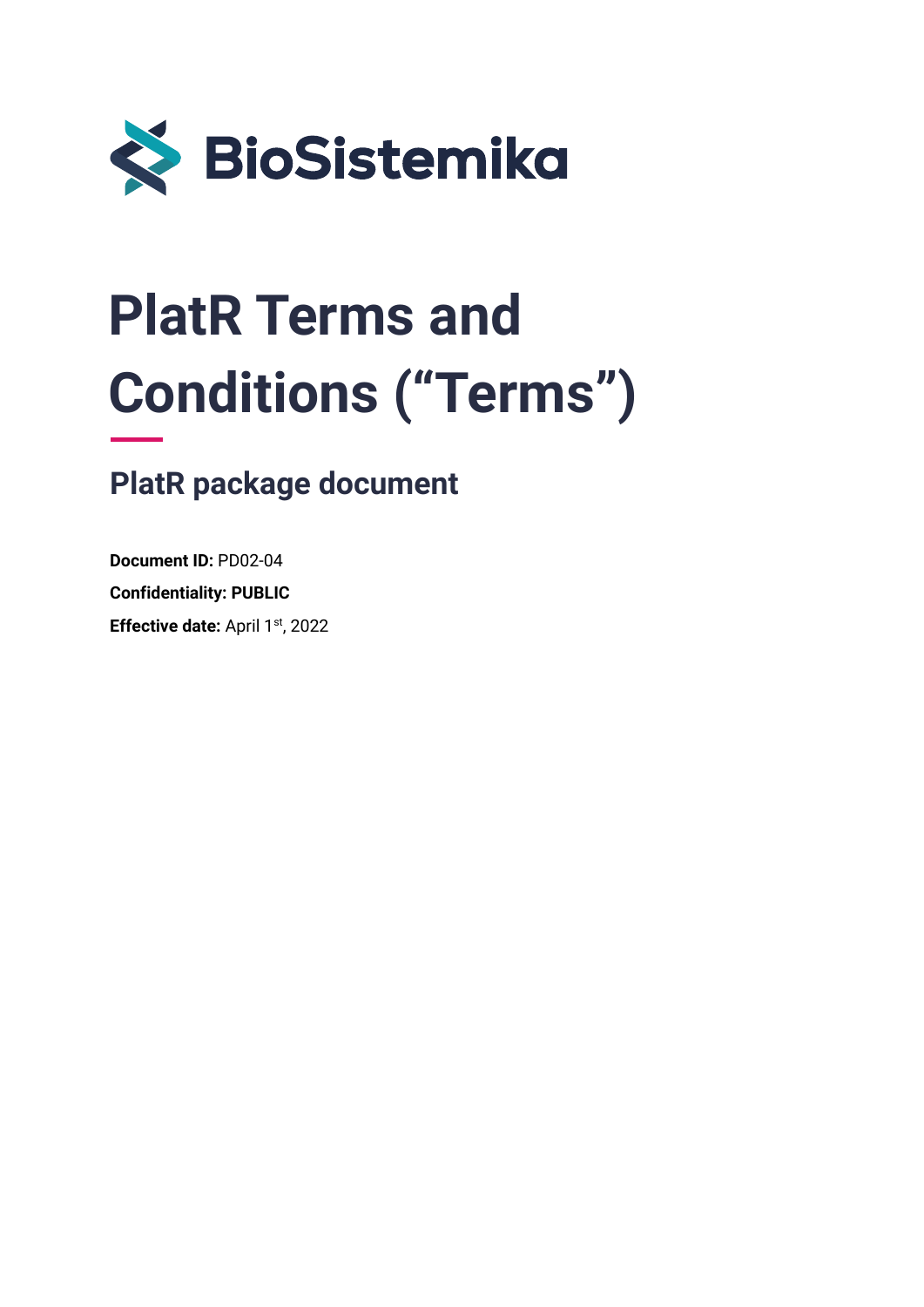BioSistemika

# PlatR Terms and Conditions (“Terms”)

## PlatR package document

**Document ID:** PD02-04

**Confidentiality: PUBLIC**

**Effective date:** April 1st, 2022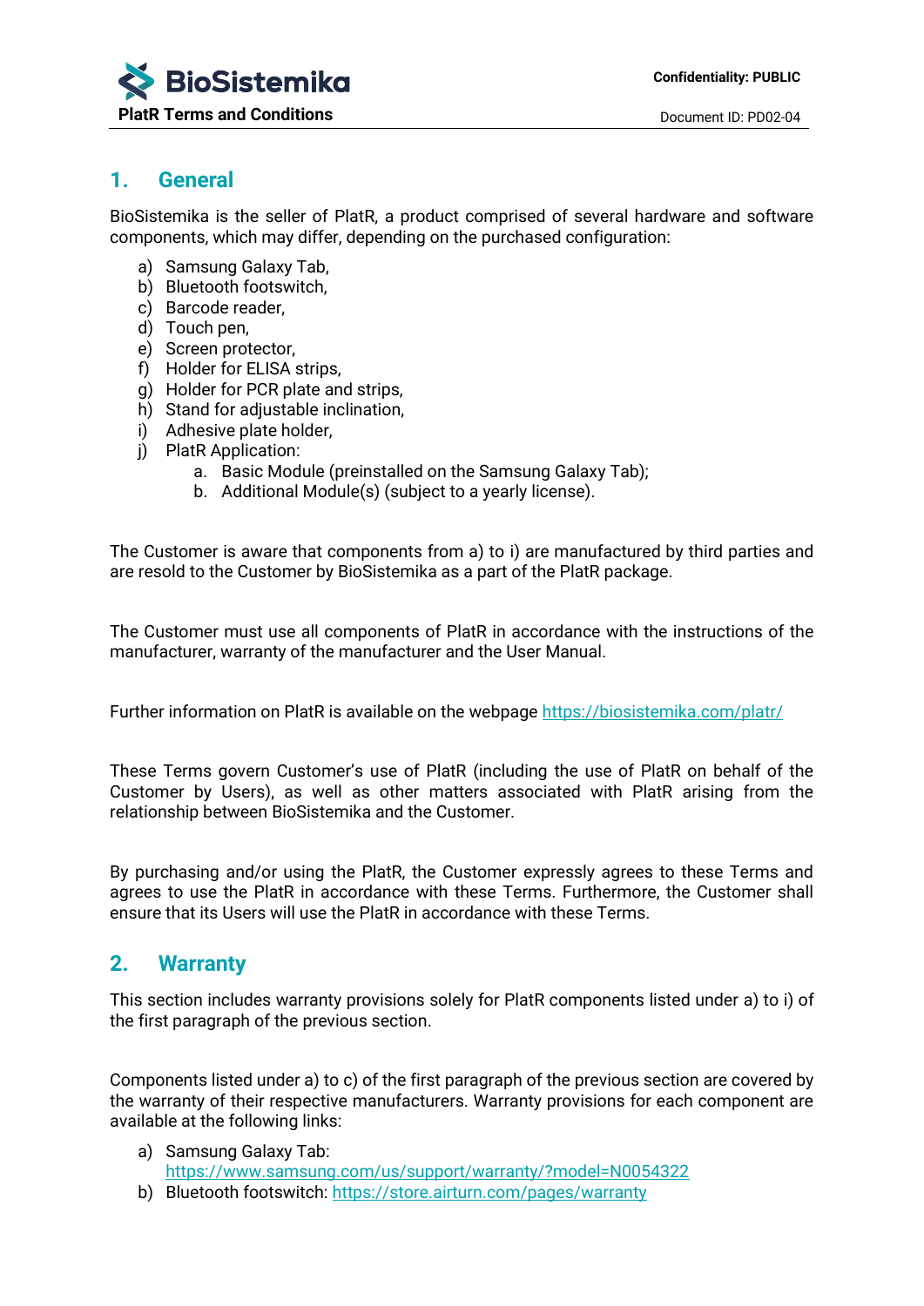## 1. General

BioSistemika is the seller of PlatR, a product comprised of several hardware and software components, which may differ, depending on the purchased configuration:

a) Samsung Galaxy Tab,
b) Bluetooth footswitch,
c) Barcode reader,
d) Touch pen,
e) Screen protector,
f) Holder for ELISA strips,
g) Holder for PCR plate and strips,
h) Stand for adjustable inclination,
i) Adhesive plate holder,
j) PlatR Application:
   a. Basic Module (preinstalled on the Samsung Galaxy Tab);
   b. Additional Module(s) (subject to a yearly license).

The Customer is aware that components from a) to i) are manufactured by third parties and are resold to the Customer by BioSistemika as a part of the PlatR package.

The Customer must use all components of PlatR in accordance with the instructions of the manufacturer, warranty of the manufacturer and the User Manual.

Further information on PlatR is available on the webpage https://biosistemika.com/platr/

These Terms govern Customer's use of PlatR (including the use of PlatR on behalf of the Customer by Users), as well as other matters associated with PlatR arising from the relationship between BioSistemika and the Customer.

By purchasing and/or using the PlatR, the Customer expressly agrees to these Terms and agrees to use the PlatR in accordance with these Terms. Furthermore, the Customer shall ensure that its Users will use the PlatR in accordance with these Terms.

## 2. Warranty

This section includes warranty provisions solely for PlatR components listed under a) to i) of the first paragraph of the previous section.

Components listed under a) to c) of the first paragraph of the previous section are covered by the warranty of their respective manufacturers. Warranty provisions for each component are available at the following links:

a) Samsung Galaxy Tab: https://www.samsung.com/us/support/warranty/?model=N0054322
b) Bluetooth footswitch: https://store.airturn.com/pages/warranty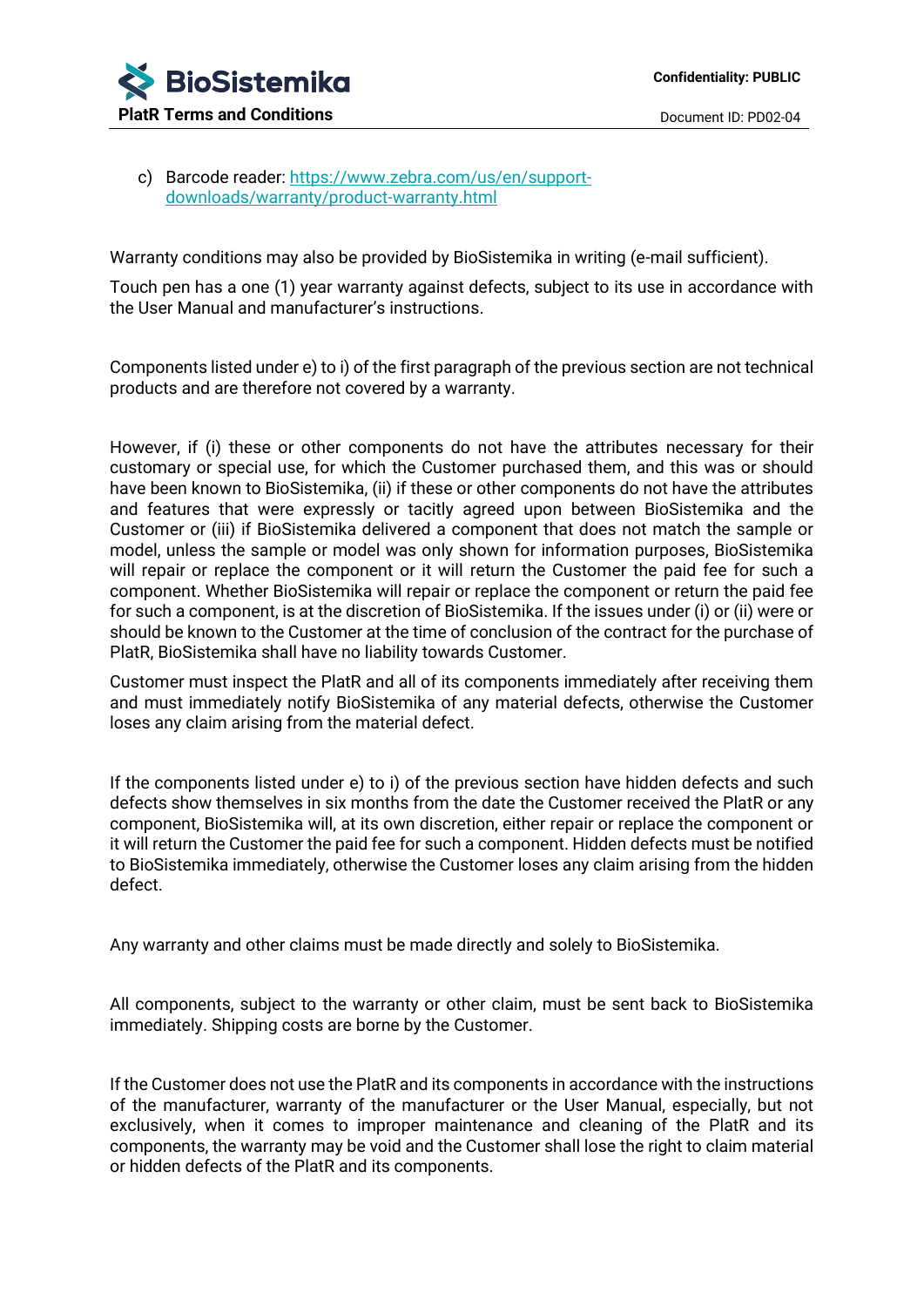c) Barcode reader: [https://www.zebra.com/us/en/support-downloads/warranty/product-warranty.html](https://www.zebra.com/us/en/support-downloads/warranty/product-warranty.html)

Warranty conditions may also be provided by BioSistemika in writing (e-mail sufficient).

Touch pen has a one (1) year warranty against defects, subject to its use in accordance with the User Manual and manufacturer's instructions.

Components listed under e) to i) of the first paragraph of the previous section are not technical products and are therefore not covered by a warranty.

However, if (i) these or other components do not have the attributes necessary for their customary or special use, for which the Customer purchased them, and this was or should have been known to BioSistemika, (ii) if these or other components do not have the attributes and features that were expressly or tacitly agreed upon between BioSistemika and the Customer or (iii) if BioSistemika delivered a component that does not match the sample or model, unless the sample or model was only shown for information purposes, BioSistemika will repair or replace the component or it will return the Customer the paid fee for such a component. Whether BioSistemika will repair or replace the component or return the paid fee for such a component, is at the discretion of BioSistemika. If the issues under (i) or (ii) were or should be known to the Customer at the time of conclusion of the contract for the purchase of PlatR, BioSistemika shall have no liability towards Customer.

Customer must inspect the PlatR and all of its components immediately after receiving them and must immediately notify BioSistemika of any material defects, otherwise the Customer loses any claim arising from the material defect.

If the components listed under e) to i) of the previous section have hidden defects and such defects show themselves in six months from the date the Customer received the PlatR or any component, BioSistemika will, at its own discretion, either repair or replace the component or it will return the Customer the paid fee for such a component. Hidden defects must be notified to BioSistemika immediately, otherwise the Customer loses any claim arising from the hidden defect.

Any warranty and other claims must be made directly and solely to BioSistemika.

All components, subject to the warranty or other claim, must be sent back to BioSistemika immediately. Shipping costs are borne by the Customer.

If the Customer does not use the PlatR and its components in accordance with the instructions of the manufacturer, warranty of the manufacturer or the User Manual, especially, but not exclusively, when it comes to improper maintenance and cleaning of the PlatR and its components, the warranty may be void and the Customer shall lose the right to claim material or hidden defects of the PlatR and its components.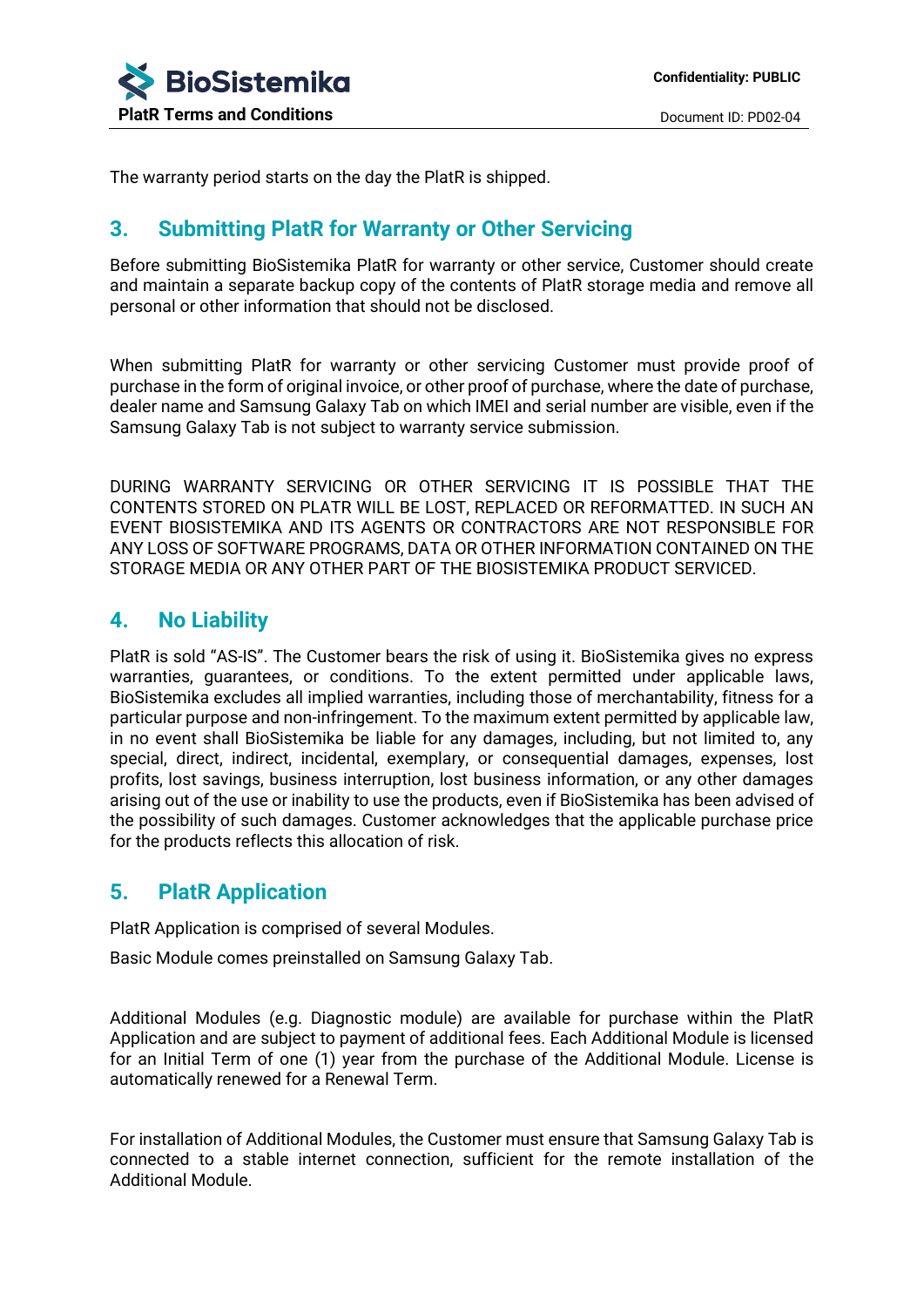The warranty period starts on the day the PlatR is shipped.

## 3. Submitting PlatR for Warranty or Other Servicing

Before submitting BioSistemika PlatR for warranty or other service, Customer should create and maintain a separate backup copy of the contents of PlatR storage media and remove all personal or other information that should not be disclosed.

When submitting PlatR for warranty or other servicing Customer must provide proof of purchase in the form of original invoice, or other proof of purchase, where the date of purchase, dealer name and Samsung Galaxy Tab on which IMEI and serial number are visible, even if the Samsung Galaxy Tab is not subject to warranty service submission.

DURING WARRANTY SERVICING OR OTHER SERVICING IT IS POSSIBLE THAT THE CONTENTS STORED ON PLATR WILL BE LOST, REPLACED OR REFORMATTED. IN SUCH AN EVENT BIOSISTEMIKA AND ITS AGENTS OR CONTRACTORS ARE NOT RESPONSIBLE FOR ANY LOSS OF SOFTWARE PROGRAMS, DATA OR OTHER INFORMATION CONTAINED ON THE STORAGE MEDIA OR ANY OTHER PART OF THE BIOSISTEMIKA PRODUCT SERVICED.

## 4. No Liability

PlatR is sold "AS-IS". The Customer bears the risk of using it. BioSistemika gives no express warranties, guarantees, or conditions. To the extent permitted under applicable laws, BioSistemika excludes all implied warranties, including those of merchantability, fitness for a particular purpose and non-infringement. To the maximum extent permitted by applicable law, in no event shall BioSistemika be liable for any damages, including, but not limited to, any special, direct, indirect, incidental, exemplary, or consequential damages, expenses, lost profits, lost savings, business interruption, lost business information, or any other damages arising out of the use or inability to use the products, even if BioSistemika has been advised of the possibility of such damages. Customer acknowledges that the applicable purchase price for the products reflects this allocation of risk.

## 5. PlatR Application

PlatR Application is comprised of several Modules.

Basic Module comes preinstalled on Samsung Galaxy Tab.

Additional Modules (e.g. Diagnostic module) are available for purchase within the PlatR Application and are subject to payment of additional fees. Each Additional Module is licensed for an Initial Term of one (1) year from the purchase of the Additional Module. License is automatically renewed for a Renewal Term.

For installation of Additional Modules, the Customer must ensure that Samsung Galaxy Tab is connected to a stable internet connection, sufficient for the remote installation of the Additional Module.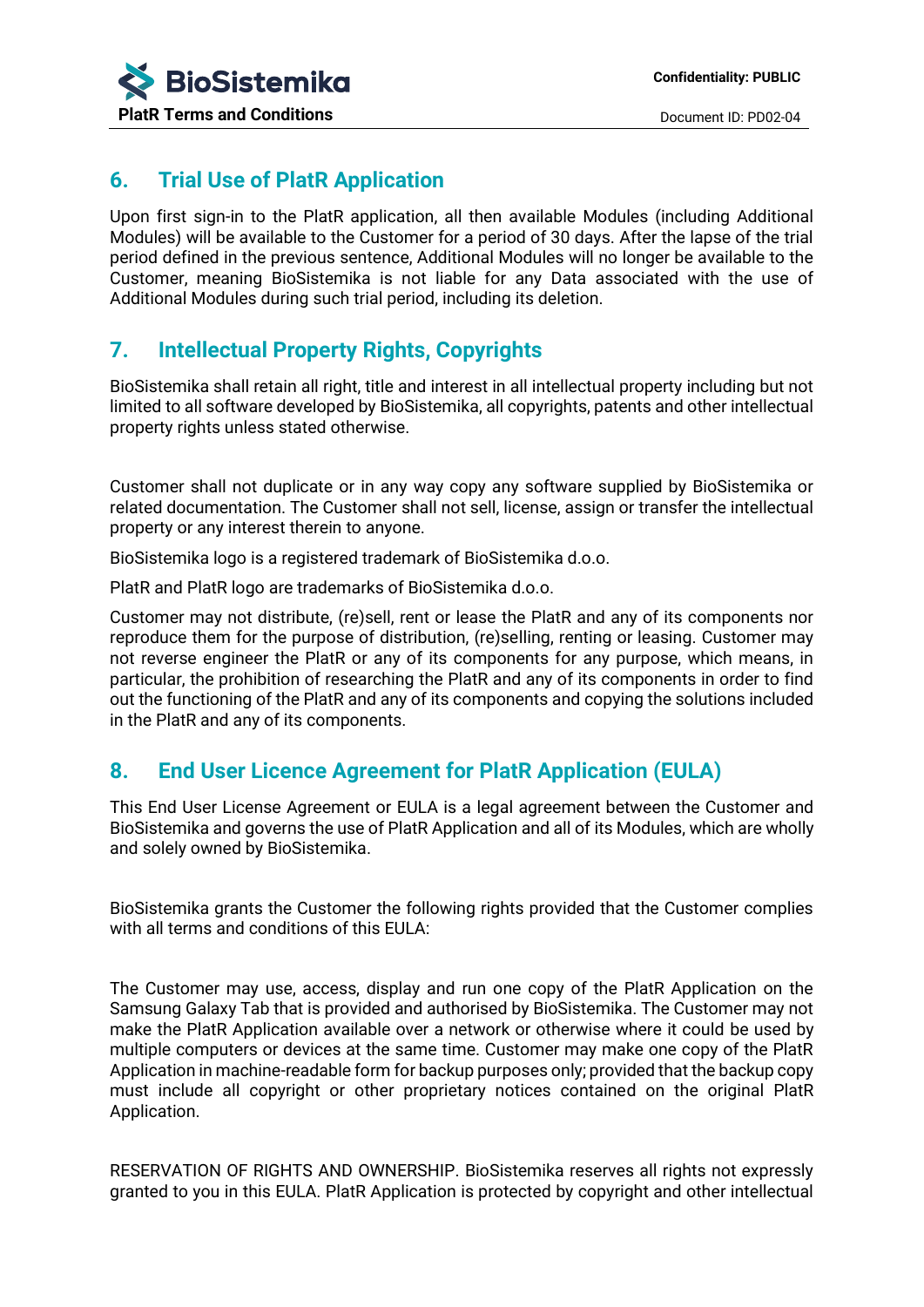## 6. Trial Use of PlatR Application

Upon first sign-in to the PlatR application, all then available Modules (including Additional Modules) will be available to the Customer for a period of 30 days. After the lapse of the trial period defined in the previous sentence, Additional Modules will no longer be available to the Customer, meaning BioSistemika is not liable for any Data associated with the use of Additional Modules during such trial period, including its deletion.

## 7. Intellectual Property Rights, Copyrights

BioSistemika shall retain all right, title and interest in all intellectual property including but not limited to all software developed by BioSistemika, all copyrights, patents and other intellectual property rights unless stated otherwise.

Customer shall not duplicate or in any way copy any software supplied by BioSistemika or related documentation. The Customer shall not sell, license, assign or transfer the intellectual property or any interest therein to anyone.

BioSistemika logo is a registered trademark of BioSistemika d.o.o.

PlatR and PlatR logo are trademarks of BioSistemika d.o.o.

Customer may not distribute, (re)sell, rent or lease the PlatR and any of its components nor reproduce them for the purpose of distribution, (re)selling, renting or leasing. Customer may not reverse engineer the PlatR or any of its components for any purpose, which means, in particular, the prohibition of researching the PlatR and any of its components in order to find out the functioning of the PlatR and any of its components and copying the solutions included in the PlatR and any of its components.

## 8. End User Licence Agreement for PlatR Application (EULA)

This End User License Agreement or EULA is a legal agreement between the Customer and BioSistemika and governs the use of PlatR Application and all of its Modules, which are wholly and solely owned by BioSistemika.

BioSistemika grants the Customer the following rights provided that the Customer complies with all terms and conditions of this EULA:

The Customer may use, access, display and run one copy of the PlatR Application on the Samsung Galaxy Tab that is provided and authorised by BioSistemika. The Customer may not make the PlatR Application available over a network or otherwise where it could be used by multiple computers or devices at the same time. Customer may make one copy of the PlatR Application in machine-readable form for backup purposes only; provided that the backup copy must include all copyright or other proprietary notices contained on the original PlatR Application.

RESERVATION OF RIGHTS AND OWNERSHIP. BioSistemika reserves all rights not expressly granted to you in this EULA. PlatR Application is protected by copyright and other intellectual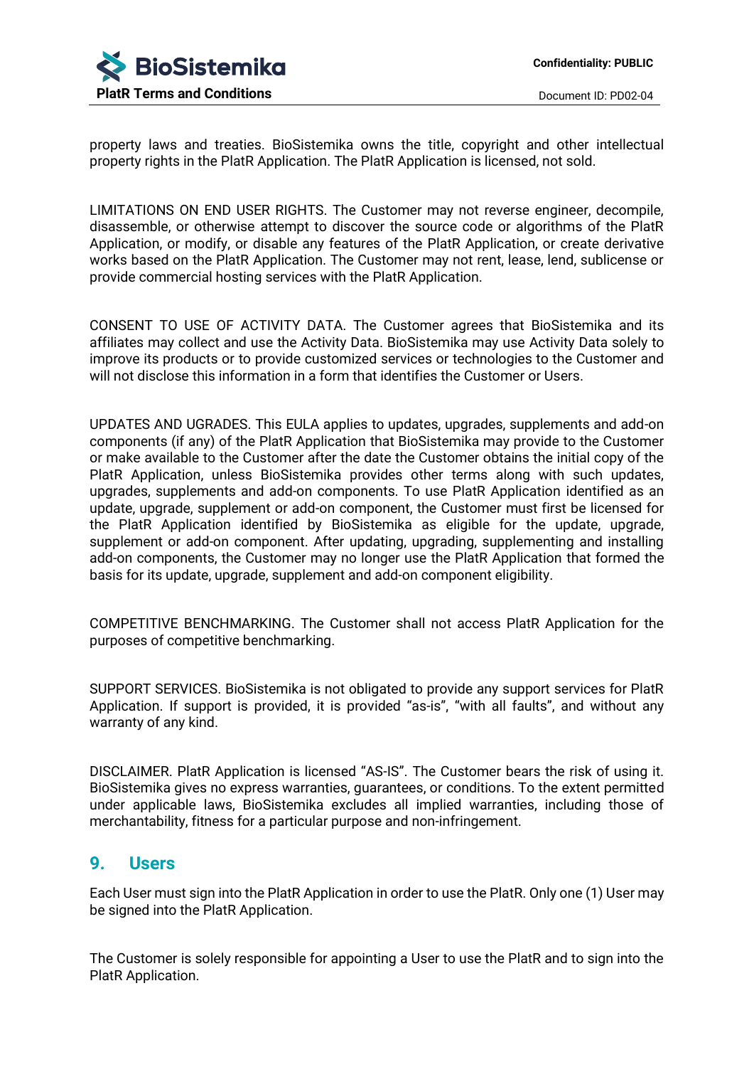property laws and treaties. BioSistemika owns the title, copyright and other intellectual property rights in the PlatR Application. The PlatR Application is licensed, not sold.

LIMITATIONS ON END USER RIGHTS. The Customer may not reverse engineer, decompile, disassemble, or otherwise attempt to discover the source code or algorithms of the PlatR Application, or modify, or disable any features of the PlatR Application, or create derivative works based on the PlatR Application. The Customer may not rent, lease, lend, sublicense or provide commercial hosting services with the PlatR Application.

CONSENT TO USE OF ACTIVITY DATA. The Customer agrees that BioSistemika and its affiliates may collect and use the Activity Data. BioSistemika may use Activity Data solely to improve its products or to provide customized services or technologies to the Customer and will not disclose this information in a form that identifies the Customer or Users.

UPDATES AND UGRADES. This EULA applies to updates, upgrades, supplements and add-on components (if any) of the PlatR Application that BioSistemika may provide to the Customer or make available to the Customer after the date the Customer obtains the initial copy of the PlatR Application, unless BioSistemika provides other terms along with such updates, upgrades, supplements and add-on components. To use PlatR Application identified as an update, upgrade, supplement or add-on component, the Customer must first be licensed for the PlatR Application identified by BioSistemika as eligible for the update, upgrade, supplement or add-on component. After updating, upgrading, supplementing and installing add-on components, the Customer may no longer use the PlatR Application that formed the basis for its update, upgrade, supplement and add-on component eligibility.

COMPETITIVE BENCHMARKING. The Customer shall not access PlatR Application for the purposes of competitive benchmarking.

SUPPORT SERVICES. BioSistemika is not obligated to provide any support services for PlatR Application. If support is provided, it is provided "as-is", "with all faults", and without any warranty of any kind.

DISCLAIMER. PlatR Application is licensed "AS-IS". The Customer bears the risk of using it. BioSistemika gives no express warranties, guarantees, or conditions. To the extent permitted under applicable laws, BioSistemika excludes all implied warranties, including those of merchantability, fitness for a particular purpose and non-infringement.

## 9. Users

Each User must sign into the PlatR Application in order to use the PlatR. Only one (1) User may be signed into the PlatR Application.

The Customer is solely responsible for appointing a User to use the PlatR and to sign into the PlatR Application.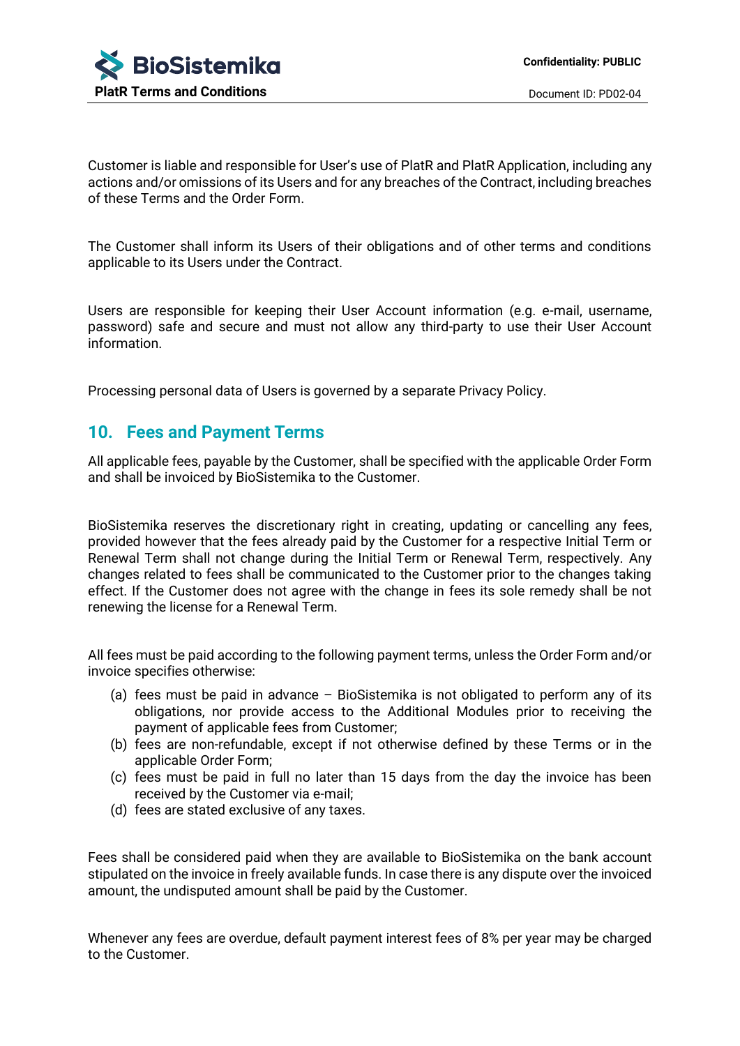Customer is liable and responsible for User's use of PlatR and PlatR Application, including any actions and/or omissions of its Users and for any breaches of the Contract, including breaches of these Terms and the Order Form.

The Customer shall inform its Users of their obligations and of other terms and conditions applicable to its Users under the Contract.

Users are responsible for keeping their User Account information (e.g. e-mail, username, password) safe and secure and must not allow any third-party to use their User Account information.

Processing personal data of Users is governed by a separate Privacy Policy.

## 10. Fees and Payment Terms

All applicable fees, payable by the Customer, shall be specified with the applicable Order Form and shall be invoiced by BioSistemika to the Customer.

BioSistemika reserves the discretionary right in creating, updating or cancelling any fees, provided however that the fees already paid by the Customer for a respective Initial Term or Renewal Term shall not change during the Initial Term or Renewal Term, respectively. Any changes related to fees shall be communicated to the Customer prior to the changes taking effect. If the Customer does not agree with the change in fees its sole remedy shall be not renewing the license for a Renewal Term.

All fees must be paid according to the following payment terms, unless the Order Form and/or invoice specifies otherwise:

(a) fees must be paid in advance – BioSistemika is not obligated to perform any of its obligations, nor provide access to the Additional Modules prior to receiving the payment of applicable fees from Customer;
(b) fees are non-refundable, except if not otherwise defined by these Terms or in the applicable Order Form;
(c) fees must be paid in full no later than 15 days from the day the invoice has been received by the Customer via e-mail;
(d) fees are stated exclusive of any taxes.

Fees shall be considered paid when they are available to BioSistemika on the bank account stipulated on the invoice in freely available funds. In case there is any dispute over the invoiced amount, the undisputed amount shall be paid by the Customer.

Whenever any fees are overdue, default payment interest fees of 8% per year may be charged to the Customer.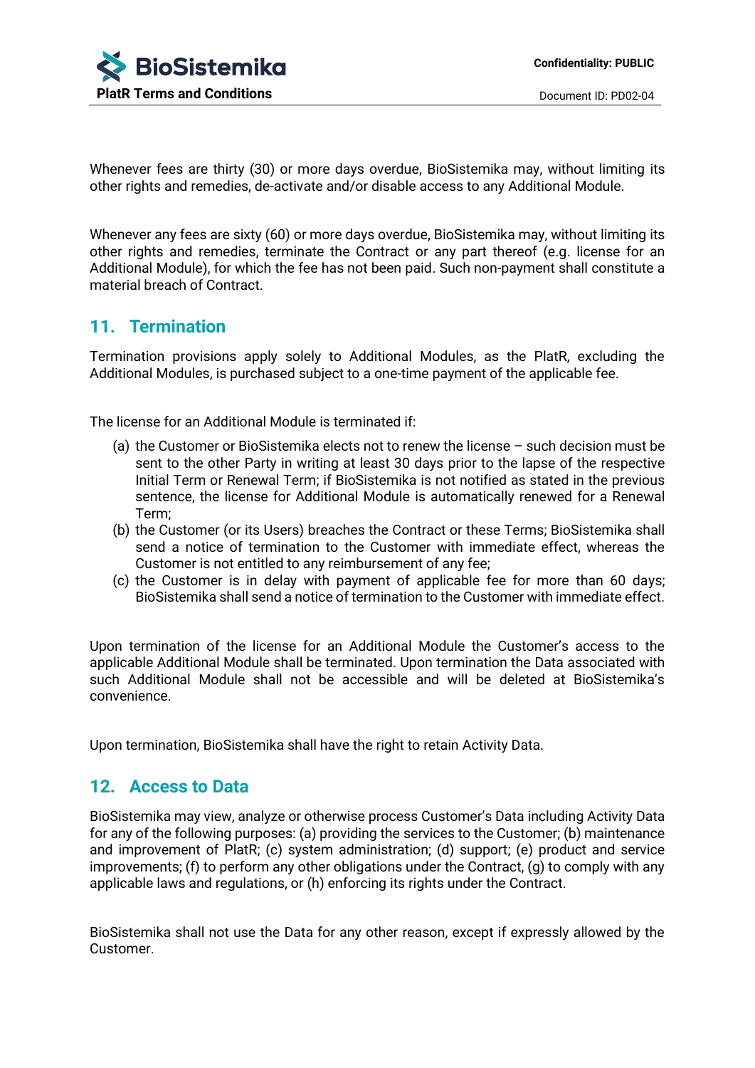Whenever fees are thirty (30) or more days overdue, BioSistemika may, without limiting its other rights and remedies, de-activate and/or disable access to any Additional Module.

Whenever any fees are sixty (60) or more days overdue, BioSistemika may, without limiting its other rights and remedies, terminate the Contract or any part thereof (e.g. license for an Additional Module), for which the fee has not been paid. Such non-payment shall constitute a material breach of Contract.

## 11. Termination

Termination provisions apply solely to Additional Modules, as the PlatR, excluding the Additional Modules, is purchased subject to a one-time payment of the applicable fee.

The license for an Additional Module is terminated if:

(a) the Customer or BioSistemika elects not to renew the license – such decision must be sent to the other Party in writing at least 30 days prior to the lapse of the respective Initial Term or Renewal Term; if BioSistemika is not notified as stated in the previous sentence, the license for Additional Module is automatically renewed for a Renewal Term;

(b) the Customer (or its Users) breaches the Contract or these Terms; BioSistemika shall send a notice of termination to the Customer with immediate effect, whereas the Customer is not entitled to any reimbursement of any fee;

(c) the Customer is in delay with payment of applicable fee for more than 60 days; BioSistemika shall send a notice of termination to the Customer with immediate effect.

Upon termination of the license for an Additional Module the Customer's access to the applicable Additional Module shall be terminated. Upon termination the Data associated with such Additional Module shall not be accessible and will be deleted at BioSistemika's convenience.

Upon termination, BioSistemika shall have the right to retain Activity Data.

## 12. Access to Data

BioSistemika may view, analyze or otherwise process Customer's Data including Activity Data for any of the following purposes: (a) providing the services to the Customer; (b) maintenance and improvement of PlatR; (c) system administration; (d) support; (e) product and service improvements; (f) to perform any other obligations under the Contract, (g) to comply with any applicable laws and regulations, or (h) enforcing its rights under the Contract.

BioSistemika shall not use the Data for any other reason, except if expressly allowed by the Customer.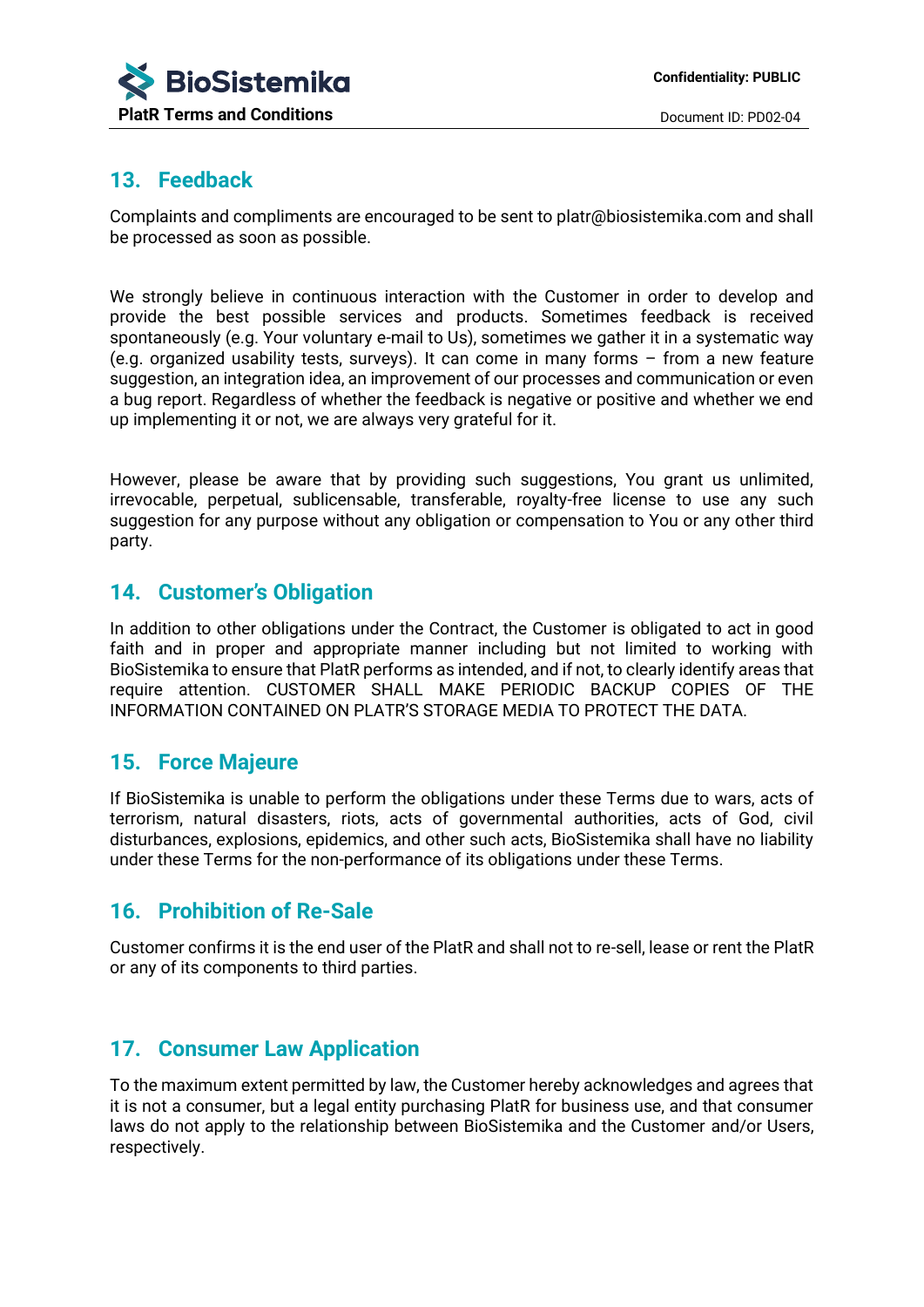## 13. Feedback

Complaints and compliments are encouraged to be sent to platr@biosistemika.com and shall be processed as soon as possible.

We strongly believe in continuous interaction with the Customer in order to develop and provide the best possible services and products. Sometimes feedback is received spontaneously (e.g. Your voluntary e-mail to Us), sometimes we gather it in a systematic way (e.g. organized usability tests, surveys). It can come in many forms – from a new feature suggestion, an integration idea, an improvement of our processes and communication or even a bug report. Regardless of whether the feedback is negative or positive and whether we end up implementing it or not, we are always very grateful for it.

However, please be aware that by providing such suggestions, You grant us unlimited, irrevocable, perpetual, sublicensable, transferable, royalty-free license to use any such suggestion for any purpose without any obligation or compensation to You or any other third party.

## 14. Customer's Obligation

In addition to other obligations under the Contract, the Customer is obligated to act in good faith and in proper and appropriate manner including but not limited to working with BioSistemika to ensure that PlatR performs as intended, and if not, to clearly identify areas that require attention. CUSTOMER SHALL MAKE PERIODIC BACKUP COPIES OF THE INFORMATION CONTAINED ON PLATR'S STORAGE MEDIA TO PROTECT THE DATA.

## 15. Force Majeure

If BioSistemika is unable to perform the obligations under these Terms due to wars, acts of terrorism, natural disasters, riots, acts of governmental authorities, acts of God, civil disturbances, explosions, epidemics, and other such acts, BioSistemika shall have no liability under these Terms for the non-performance of its obligations under these Terms.

## 16. Prohibition of Re-Sale

Customer confirms it is the end user of the PlatR and shall not to re-sell, lease or rent the PlatR or any of its components to third parties.

## 17. Consumer Law Application

To the maximum extent permitted by law, the Customer hereby acknowledges and agrees that it is not a consumer, but a legal entity purchasing PlatR for business use, and that consumer laws do not apply to the relationship between BioSistemika and the Customer and/or Users, respectively.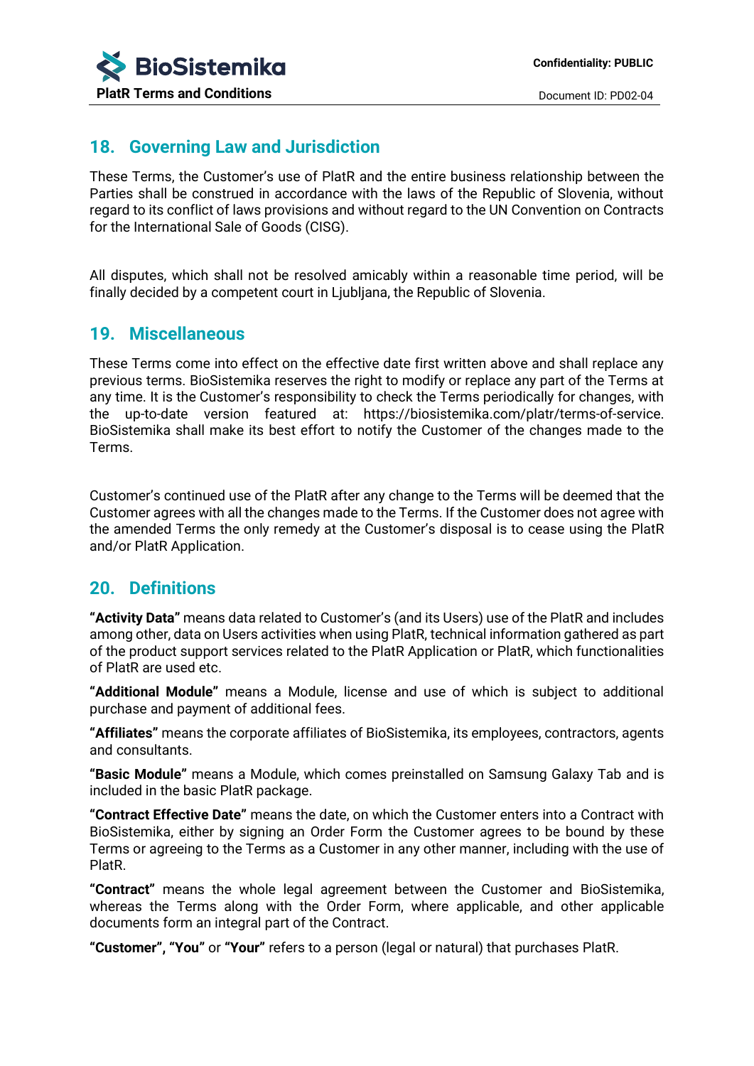## 18. Governing Law and Jurisdiction

These Terms, the Customer's use of PlatR and the entire business relationship between the Parties shall be construed in accordance with the laws of the Republic of Slovenia, without regard to its conflict of laws provisions and without regard to the UN Convention on Contracts for the International Sale of Goods (CISG).

All disputes, which shall not be resolved amicably within a reasonable time period, will be finally decided by a competent court in Ljubljana, the Republic of Slovenia.

## 19. Miscellaneous

These Terms come into effect on the effective date first written above and shall replace any previous terms. BioSistemika reserves the right to modify or replace any part of the Terms at any time. It is the Customer's responsibility to check the Terms periodically for changes, with the up-to-date version featured at: https://biosistemika.com/platr/terms-of-service. BioSistemika shall make its best effort to notify the Customer of the changes made to the Terms.

Customer's continued use of the PlatR after any change to the Terms will be deemed that the Customer agrees with all the changes made to the Terms. If the Customer does not agree with the amended Terms the only remedy at the Customer's disposal is to cease using the PlatR and/or PlatR Application.

## 20. Definitions

**"Activity Data"** means data related to Customer's (and its Users) use of the PlatR and includes among other, data on Users activities when using PlatR, technical information gathered as part of the product support services related to the PlatR Application or PlatR, which functionalities of PlatR are used etc.

**"Additional Module"** means a Module, license and use of which is subject to additional purchase and payment of additional fees.

**"Affiliates"** means the corporate affiliates of BioSistemika, its employees, contractors, agents and consultants.

**"Basic Module"** means a Module, which comes preinstalled on Samsung Galaxy Tab and is included in the basic PlatR package.

**"Contract Effective Date"** means the date, on which the Customer enters into a Contract with BioSistemika, either by signing an Order Form the Customer agrees to be bound by these Terms or agreeing to the Terms as a Customer in any other manner, including with the use of PlatR.

**"Contract"** means the whole legal agreement between the Customer and BioSistemika, whereas the Terms along with the Order Form, where applicable, and other applicable documents form an integral part of the Contract.

**"Customer", "You"** or **"Your"** refers to a person (legal or natural) that purchases PlatR.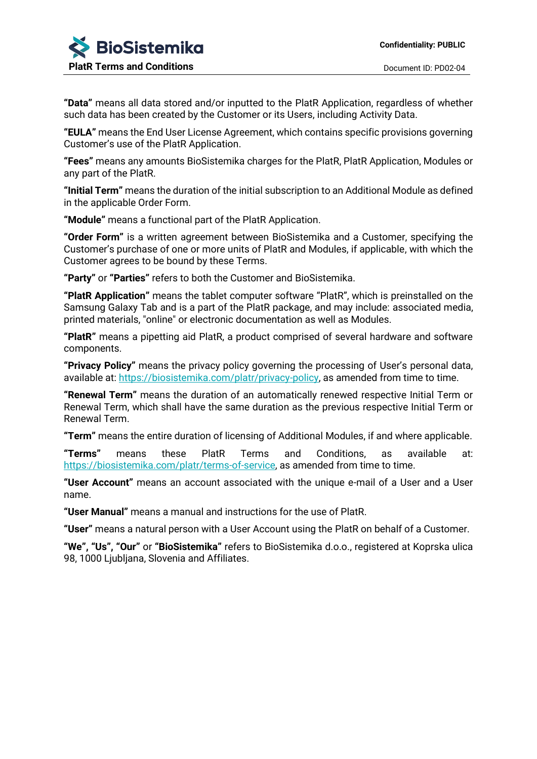**"Data"** means all data stored and/or inputted to the PlatR Application, regardless of whether such data has been created by the Customer or its Users, including Activity Data.

**"EULA"** means the End User License Agreement, which contains specific provisions governing Customer's use of the PlatR Application.

**"Fees"** means any amounts BioSistemika charges for the PlatR, PlatR Application, Modules or any part of the PlatR.

**"Initial Term"** means the duration of the initial subscription to an Additional Module as defined in the applicable Order Form.

**"Module"** means a functional part of the PlatR Application.

**"Order Form"** is a written agreement between BioSistemika and a Customer, specifying the Customer's purchase of one or more units of PlatR and Modules, if applicable, with which the Customer agrees to be bound by these Terms.

**"Party"** or **"Parties"** refers to both the Customer and BioSistemika.

**"PlatR Application"** means the tablet computer software "PlatR", which is preinstalled on the Samsung Galaxy Tab and is a part of the PlatR package, and may include: associated media, printed materials, "online" or electronic documentation as well as Modules.

**"PlatR"** means a pipetting aid PlatR, a product comprised of several hardware and software components.

**"Privacy Policy"** means the privacy policy governing the processing of User's personal data, available at: [https://biosistemika.com/platr/privacy-policy](https://biosistemika.com/platr/privacy-policy), as amended from time to time.

**"Renewal Term"** means the duration of an automatically renewed respective Initial Term or Renewal Term, which shall have the same duration as the previous respective Initial Term or Renewal Term.

**"Term"** means the entire duration of licensing of Additional Modules, if and where applicable.

**"Terms"** means these PlatR Terms and Conditions, as available at: [https://biosistemika.com/platr/terms-of-service](https://biosistemika.com/platr/terms-of-service), as amended from time to time.

**"User Account"** means an account associated with the unique e-mail of a User and a User name.

**"User Manual"** means a manual and instructions for the use of PlatR.

**"User"** means a natural person with a User Account using the PlatR on behalf of a Customer.

**"We", "Us", "Our"** or **"BioSistemika"** refers to BioSistemika d.o.o., registered at Koprska ulica 98, 1000 Ljubljana, Slovenia and Affiliates.